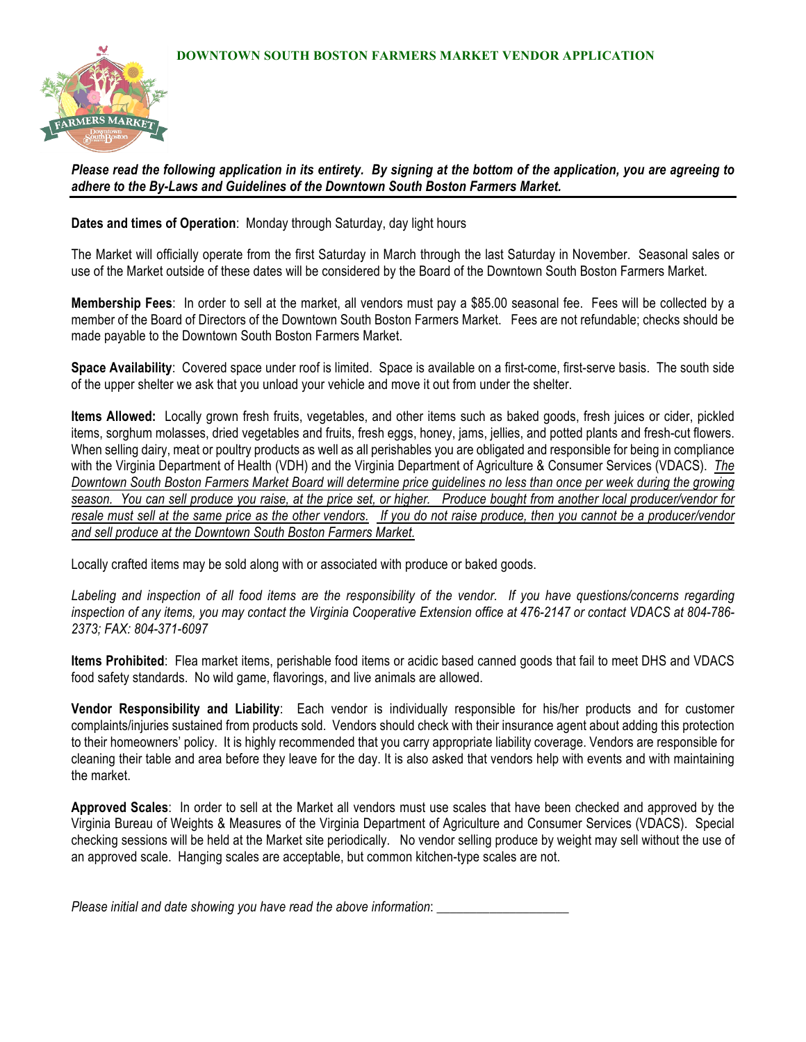# DOWNTOWN SOUTH BOSTON FARMERS MARKET VENDOR APPLICATION

***Please read the following application in its entirety. By signing at the bottom of the application, you are agreeing to adhere to the By-Laws and Guidelines of the Downtown South Boston Farmers Market.***

---

**Dates and times of Operation**: Monday through Saturday, day light hours

The Market will officially operate from the first Saturday in March through the last Saturday in November. Seasonal sales or use of the Market outside of these dates will be considered by the Board of the Downtown South Boston Farmers Market.

**Membership Fees**: In order to sell at the market, all vendors must pay a $85.00 seasonal fee. Fees will be collected by a member of the Board of Directors of the Downtown South Boston Farmers Market. Fees are not refundable; checks should be made payable to the Downtown South Boston Farmers Market.

**Space Availability**: Covered space under roof is limited. Space is available on a first-come, first-serve basis. The south side of the upper shelter we ask that you unload your vehicle and move it out from under the shelter.

**Items Allowed:** Locally grown fresh fruits, vegetables, and other items such as baked goods, fresh juices or cider, pickled items, sorghum molasses, dried vegetables and fruits, fresh eggs, honey, jams, jellies, and potted plants and fresh-cut flowers. When selling dairy, meat or poultry products as well as all perishables you are obligated and responsible for being in compliance with the Virginia Department of Health (VDH) and the Virginia Department of Agriculture & Consumer Services (VDACS). *The Downtown South Boston Farmers Market Board will determine price guidelines no less than once per week during the growing season. You can sell produce you raise, at the price set, or higher. Produce bought from another local producer/vendor for resale must sell at the same price as the other vendors. If you do not raise produce, then you cannot be a producer/vendor and sell produce at the Downtown South Boston Farmers Market.*

Locally crafted items may be sold along with or associated with produce or baked goods.

*Labeling and inspection of all food items are the responsibility of the vendor. If you have questions/concerns regarding inspection of any items, you may contact the Virginia Cooperative Extension office at 476-2147 or contact VDACS at 804-786-2373; FAX: 804-371-6097*

**Items Prohibited**: Flea market items, perishable food items or acidic based canned goods that fail to meet DHS and VDACS food safety standards. No wild game, flavorings, and live animals are allowed.

**Vendor Responsibility and Liability**: Each vendor is individually responsible for his/her products and for customer complaints/injuries sustained from products sold. Vendors should check with their insurance agent about adding this protection to their homeowners' policy. It is highly recommended that you carry appropriate liability coverage. Vendors are responsible for cleaning their table and area before they leave for the day. It is also asked that vendors help with events and with maintaining the market.

**Approved Scales**: In order to sell at the Market all vendors must use scales that have been checked and approved by the Virginia Bureau of Weights & Measures of the Virginia Department of Agriculture and Consumer Services (VDACS). Special checking sessions will be held at the Market site periodically. No vendor selling produce by weight may sell without the use of an approved scale. Hanging scales are acceptable, but common kitchen-type scales are not.

*Please initial and date showing you have read the above information*: ____________________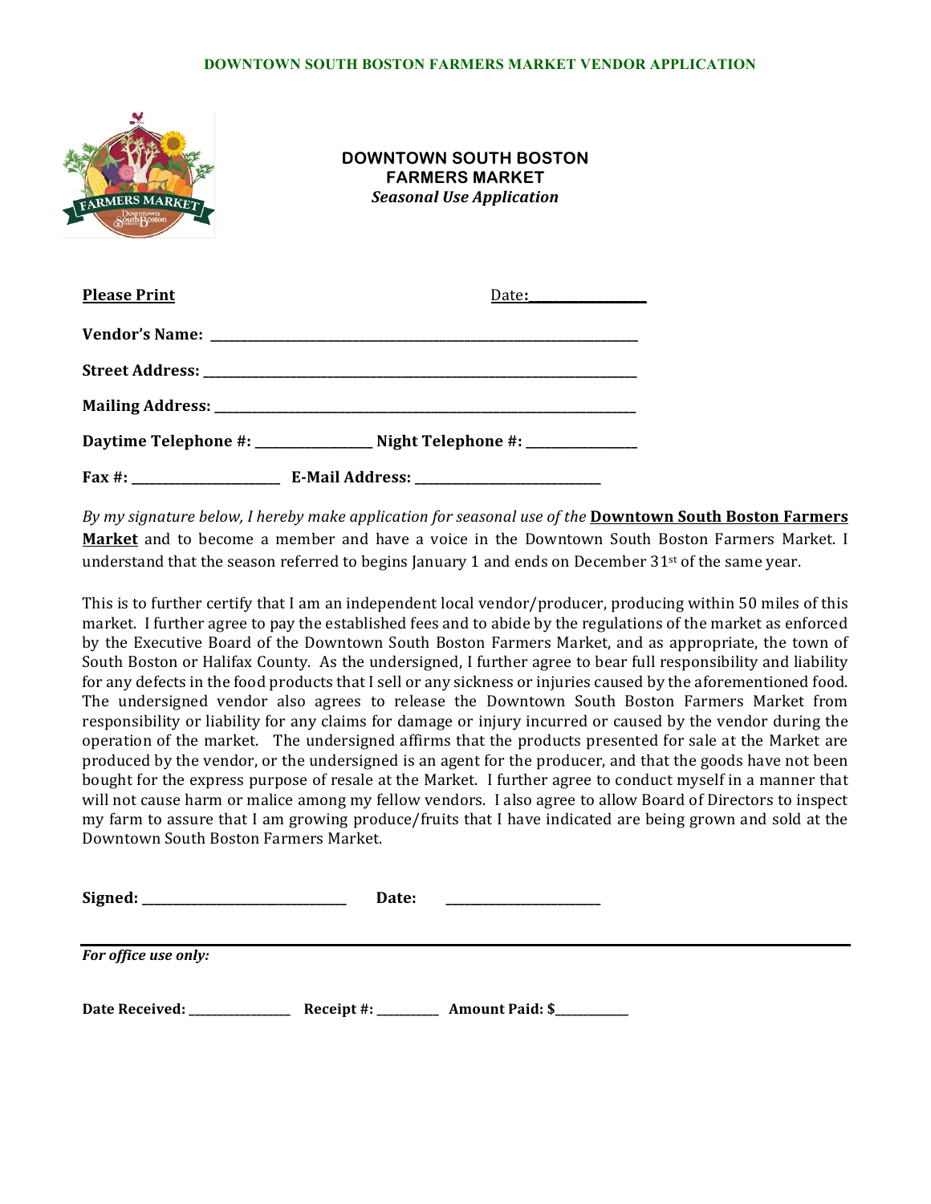**DOWNTOWN SOUTH BOSTON FARMERS MARKET VENDOR APPLICATION**

# DOWNTOWN SOUTH BOSTON FARMERS MARKET

*Seasonal Use Application*

**Please Print** Date:_______________

**Vendor's Name:** ______________________________________________________________

**Street Address:** ______________________________________________________________

**Mailing Address:** _____________________________________________________________

**Daytime Telephone #:** _______________ **Night Telephone #:** _______________

**Fax #:** ____________________ **E-Mail Address:** _________________________

*By my signature below, I hereby make application for seasonal use of the* **Downtown South Boston Farmers Market** and to become a member and have a voice in the Downtown South Boston Farmers Market. I understand that the season referred to begins January 1 and ends on December 31st of the same year.

This is to further certify that I am an independent local vendor/producer, producing within 50 miles of this market. I further agree to pay the established fees and to abide by the regulations of the market as enforced by the Executive Board of the Downtown South Boston Farmers Market, and as appropriate, the town of South Boston or Halifax County. As the undersigned, I further agree to bear full responsibility and liability for any defects in the food products that I sell or any sickness or injuries caused by the aforementioned food. The undersigned vendor also agrees to release the Downtown South Boston Farmers Market from responsibility or liability for any claims for damage or injury incurred or caused by the vendor during the operation of the market. The undersigned affirms that the products presented for sale at the Market are produced by the vendor, or the undersigned is an agent for the producer, and that the goods have not been bought for the express purpose of resale at the Market. I further agree to conduct myself in a manner that will not cause harm or malice among my fellow vendors. I also agree to allow Board of Directors to inspect my farm to assure that I am growing produce/fruits that I have indicated are being grown and sold at the Downtown South Boston Farmers Market.

**Signed:** ___________________________ **Date:** ____________________

---

***For office use only:***

**Date Received:** _______________ **Receipt #:** __________ **Amount Paid: $**___________